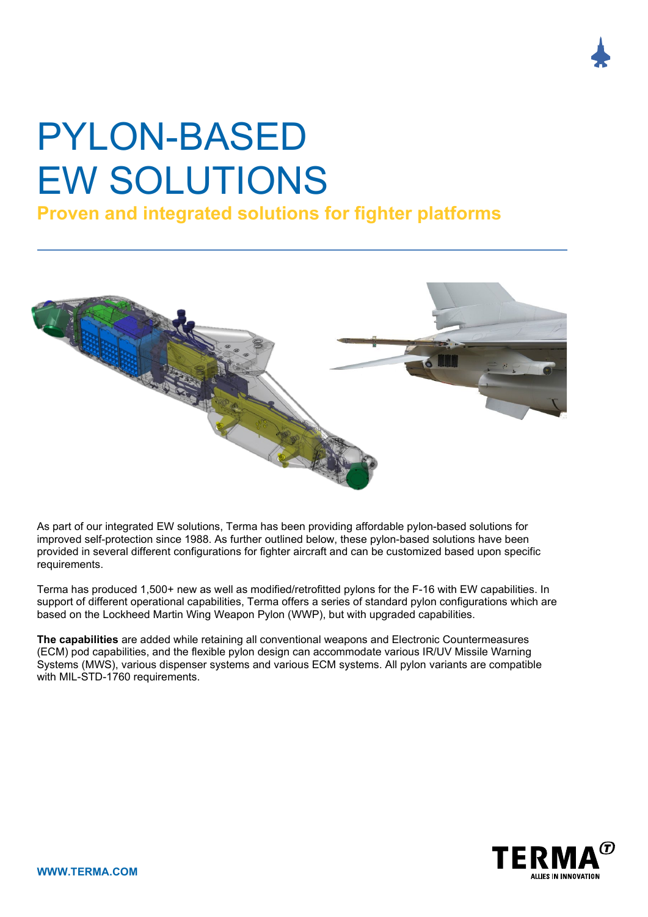# PYLON-BASED EW SOLUTIONS

## Proven and integrated solutions for fighter platforms

As part of our integrated EW solutions, Terma has been providing affordable pylon-based solutions for improved self-protection since 1988. As further outlined below, these pylon-based solutions have been provided in several different configurations for fighter aircraft and can be customized based upon specific requirements.

Terma has produced 1,500+ new as well as modified/retrofitted pylons for the F-16 with EW capabilities. In support of different operational capabilities, Terma offers a series of standard pylon configurations which are based on the Lockheed Martin Wing Weapon Pylon (WWP), but with upgraded capabilities.

**The capabilities** are added while retaining all conventional weapons and Electronic Countermeasures (ECM) pod capabilities, and the flexible pylon design can accommodate various IR/UV Missile Warning Systems (MWS), various dispenser systems and various ECM systems. All pylon variants are compatible with MIL-STD-1760 requirements.

WWW.TERMA.COM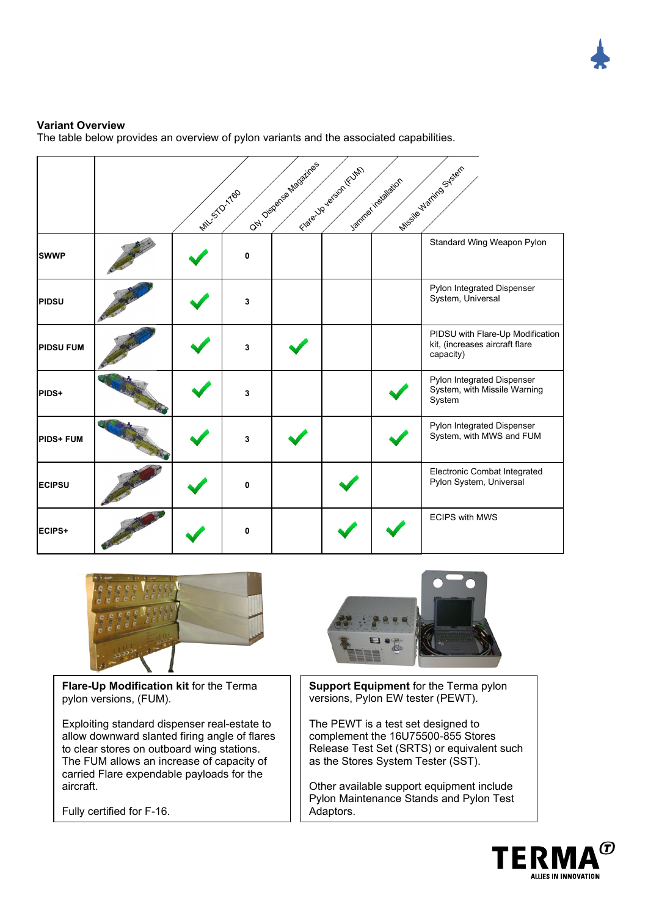**Variant Overview**

The table below provides an overview of pylon variants and the associated capabilities.

| | MIL-STD-1760 | Qty. Dispense Magazines | Flare-Up version (FUM) | Jammer installation | Missile Warning System | |
|---|---|---|---|---|---|---|
| **SWWP** | ✔ | 0 | | | | Standard Wing Weapon Pylon |
| **PIDSU** | ✔ | 3 | | | | Pylon Integrated Dispenser System, Universal |
| **PIDSU FUM** | ✔ | 3 | ✔ | | | PIDSU with Flare-Up Modification kit, (increases aircraft flare capacity) |
| **PIDS+** | ✔ | 3 | | | ✔ | Pylon Integrated Dispenser System, with Missile Warning System |
| **PIDS+ FUM** | ✔ | 3 | ✔ | | ✔ | Pylon Integrated Dispenser System, with MWS and FUM |
| **ECIPSU** | ✔ | 0 | | ✔ | | Electronic Combat Integrated Pylon System, Universal |
| **ECIPS+** | ✔ | 0 | | ✔ | ✔ | ECIPS with MWS |

**Flare-Up Modification kit** for the Terma pylon versions, (FUM).

Exploiting standard dispenser real-estate to allow downward slanted firing angle of flares to clear stores on outboard wing stations. The FUM allows an increase of capacity of carried Flare expendable payloads for the aircraft.

Fully certified for F-16.

**Support Equipment** for the Terma pylon versions, Pylon EW tester (PEWT).

The PEWT is a test set designed to complement the 16U75500-855 Stores Release Test Set (SRTS) or equivalent such as the Stores System Tester (SST).

Other available support equipment include Pylon Maintenance Stands and Pylon Test Adaptors.

TERMA
ALLIES IN INNOVATION